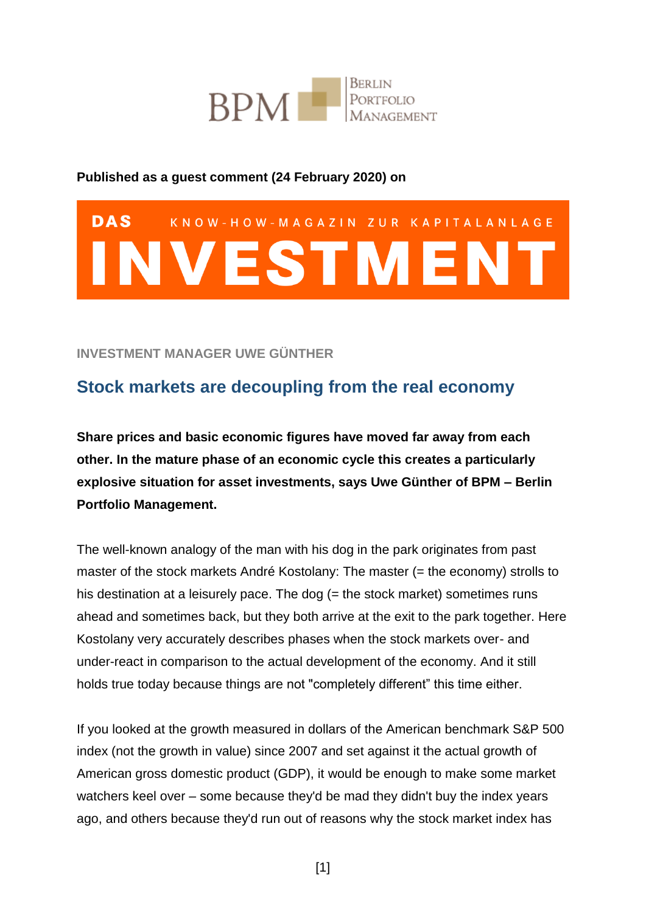BPM Berlin Portfolio Management

**Published as a guest comment (24 February 2020) on**

DAS KNOW-HOW-MAGAZIN ZUR KAPITALANLAGE INVESTMENT

INVESTMENT MANAGER UWE GÜNTHER

## Stock markets are decoupling from the real economy

**Share prices and basic economic figures have moved far away from each other. In the mature phase of an economic cycle this creates a particularly explosive situation for asset investments, says Uwe Günther of BPM – Berlin Portfolio Management.**

The well-known analogy of the man with his dog in the park originates from past master of the stock markets André Kostolany: The master (= the economy) strolls to his destination at a leisurely pace. The dog (= the stock market) sometimes runs ahead and sometimes back, but they both arrive at the exit to the park together. Here Kostolany very accurately describes phases when the stock markets over- and under-react in comparison to the actual development of the economy. And it still holds true today because things are not "completely different" this time either.

If you looked at the growth measured in dollars of the American benchmark S&P 500 index (not the growth in value) since 2007 and set against it the actual growth of American gross domestic product (GDP), it would be enough to make some market watchers keel over – some because they'd be mad they didn't buy the index years ago, and others because they'd run out of reasons why the stock market index has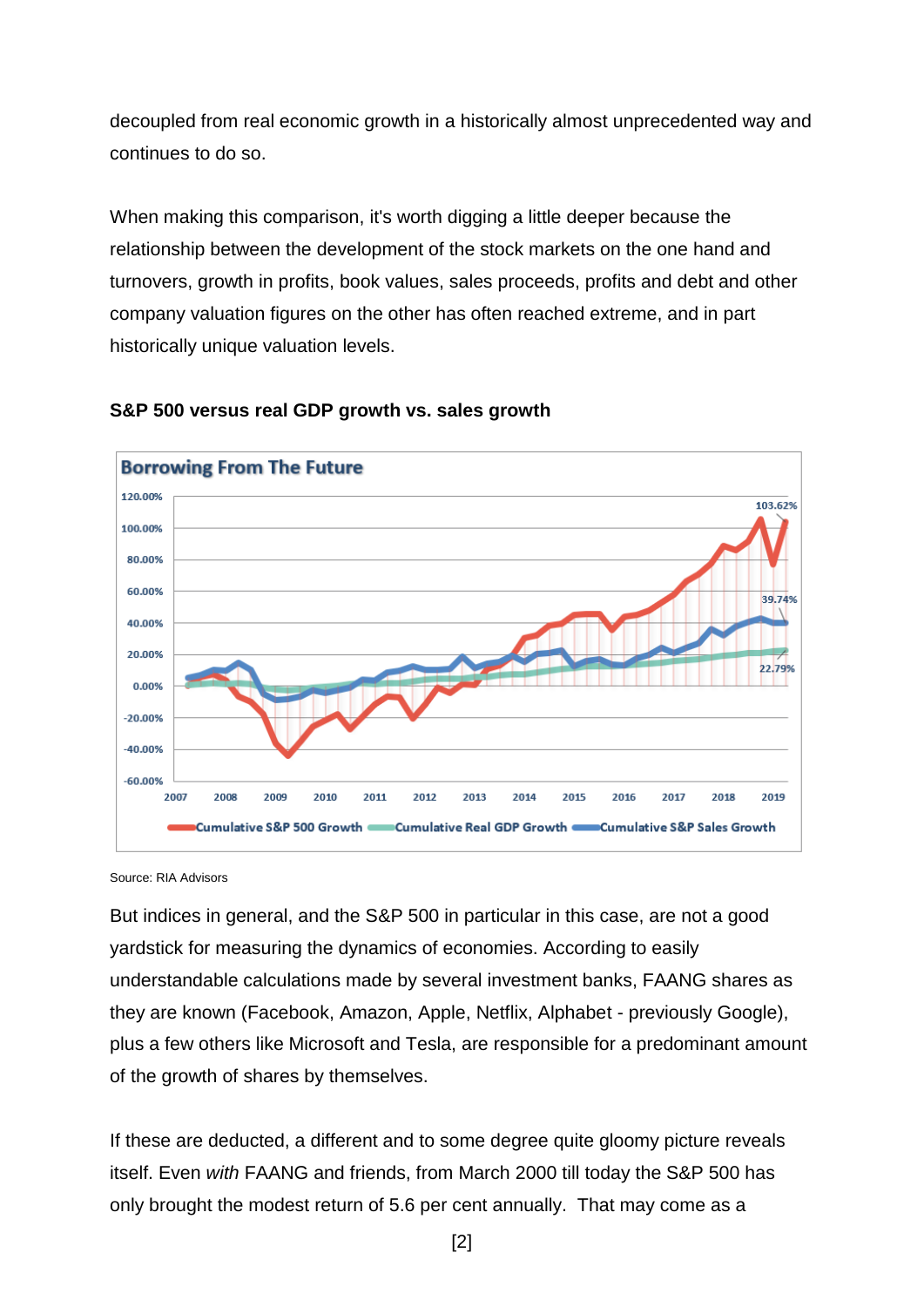decoupled from real economic growth in a historically almost unprecedented way and continues to do so.

When making this comparison, it's worth digging a little deeper because the relationship between the development of the stock markets on the one hand and turnovers, growth in profits, book values, sales proceeds, profits and debt and other company valuation figures on the other has often reached extreme, and in part historically unique valuation levels.

**S&P 500 versus real GDP growth vs. sales growth**

Source: RIA Advisors

But indices in general, and the S&P 500 in particular in this case, are not a good yardstick for measuring the dynamics of economies. According to easily understandable calculations made by several investment banks, FAANG shares as they are known (Facebook, Amazon, Apple, Netflix, Alphabet - previously Google), plus a few others like Microsoft and Tesla, are responsible for a predominant amount of the growth of shares by themselves.

If these are deducted, a different and to some degree quite gloomy picture reveals itself. Even *with* FAANG and friends, from March 2000 till today the S&P 500 has only brought the modest return of 5.6 per cent annually. That may come as a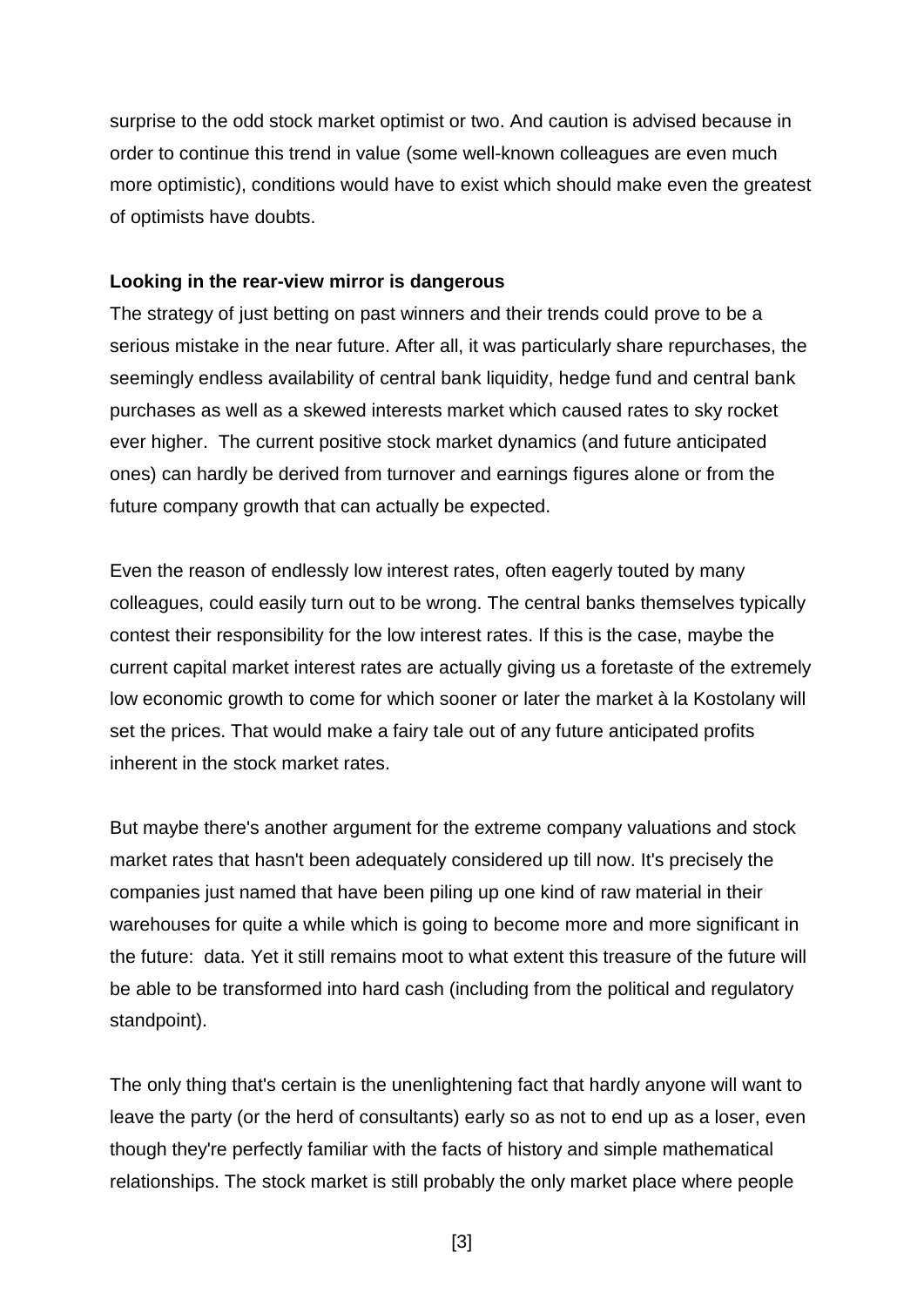surprise to the odd stock market optimist or two. And caution is advised because in order to continue this trend in value (some well-known colleagues are even much more optimistic), conditions would have to exist which should make even the greatest of optimists have doubts.

**Looking in the rear-view mirror is dangerous**

The strategy of just betting on past winners and their trends could prove to be a serious mistake in the near future. After all, it was particularly share repurchases, the seemingly endless availability of central bank liquidity, hedge fund and central bank purchases as well as a skewed interests market which caused rates to sky rocket ever higher. The current positive stock market dynamics (and future anticipated ones) can hardly be derived from turnover and earnings figures alone or from the future company growth that can actually be expected.

Even the reason of endlessly low interest rates, often eagerly touted by many colleagues, could easily turn out to be wrong. The central banks themselves typically contest their responsibility for the low interest rates. If this is the case, maybe the current capital market interest rates are actually giving us a foretaste of the extremely low economic growth to come for which sooner or later the market à la Kostolany will set the prices. That would make a fairy tale out of any future anticipated profits inherent in the stock market rates.

But maybe there's another argument for the extreme company valuations and stock market rates that hasn't been adequately considered up till now. It's precisely the companies just named that have been piling up one kind of raw material in their warehouses for quite a while which is going to become more and more significant in the future: data. Yet it still remains moot to what extent this treasure of the future will be able to be transformed into hard cash (including from the political and regulatory standpoint).

The only thing that's certain is the unenlightening fact that hardly anyone will want to leave the party (or the herd of consultants) early so as not to end up as a loser, even though they're perfectly familiar with the facts of history and simple mathematical relationships. The stock market is still probably the only market place where people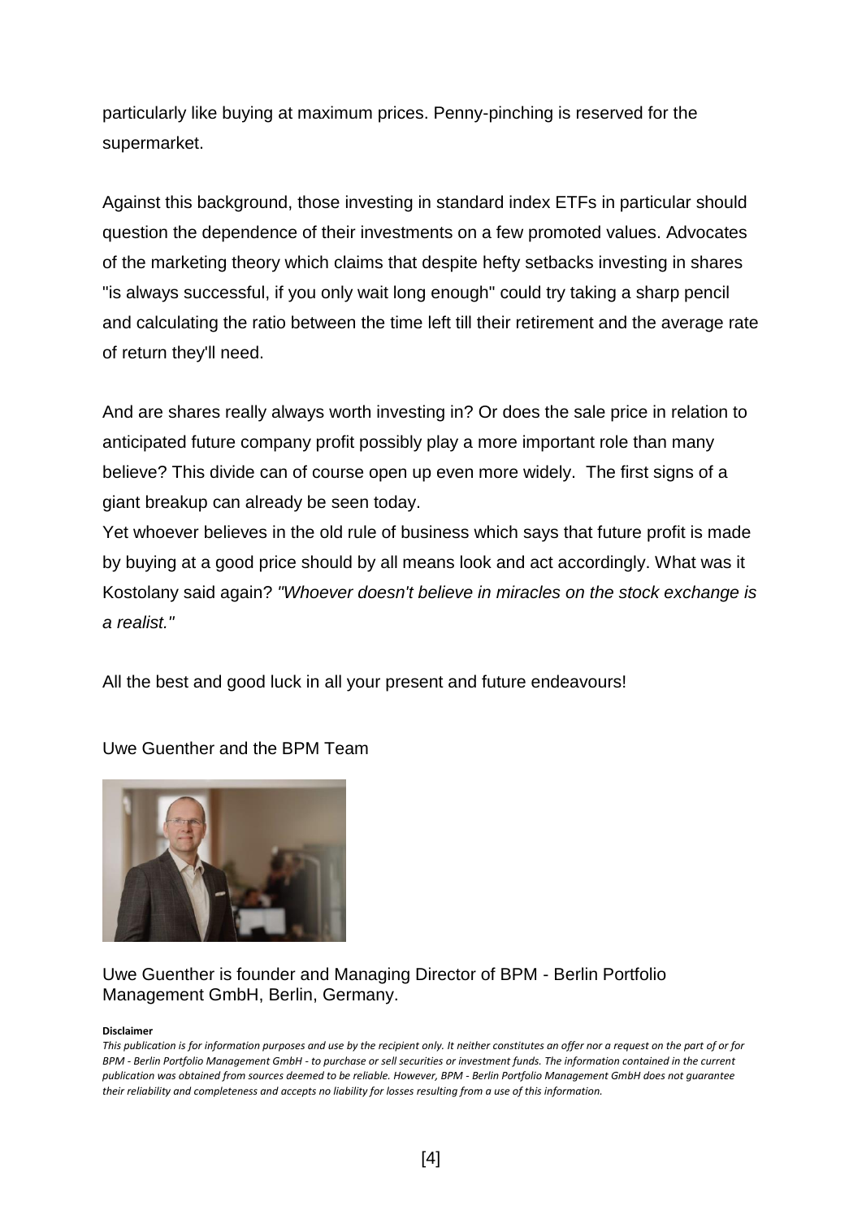particularly like buying at maximum prices. Penny-pinching is reserved for the supermarket.

Against this background, those investing in standard index ETFs in particular should question the dependence of their investments on a few promoted values. Advocates of the marketing theory which claims that despite hefty setbacks investing in shares "is always successful, if you only wait long enough" could try taking a sharp pencil and calculating the ratio between the time left till their retirement and the average rate of return they'll need.

And are shares really always worth investing in? Or does the sale price in relation to anticipated future company profit possibly play a more important role than many believe? This divide can of course open up even more widely. The first signs of a giant breakup can already be seen today.

Yet whoever believes in the old rule of business which says that future profit is made by buying at a good price should by all means look and act accordingly. What was it Kostolany said again? *"Whoever doesn't believe in miracles on the stock exchange is a realist."*

All the best and good luck in all your present and future endeavours!

Uwe Guenther and the BPM Team

Uwe Guenther is founder and Managing Director of BPM - Berlin Portfolio Management GmbH, Berlin, Germany.

**Disclaimer**

*This publication is for information purposes and use by the recipient only. It neither constitutes an offer nor a request on the part of or for BPM - Berlin Portfolio Management GmbH - to purchase or sell securities or investment funds. The information contained in the current publication was obtained from sources deemed to be reliable. However, BPM - Berlin Portfolio Management GmbH does not guarantee their reliability and completeness and accepts no liability for losses resulting from a use of this information.*